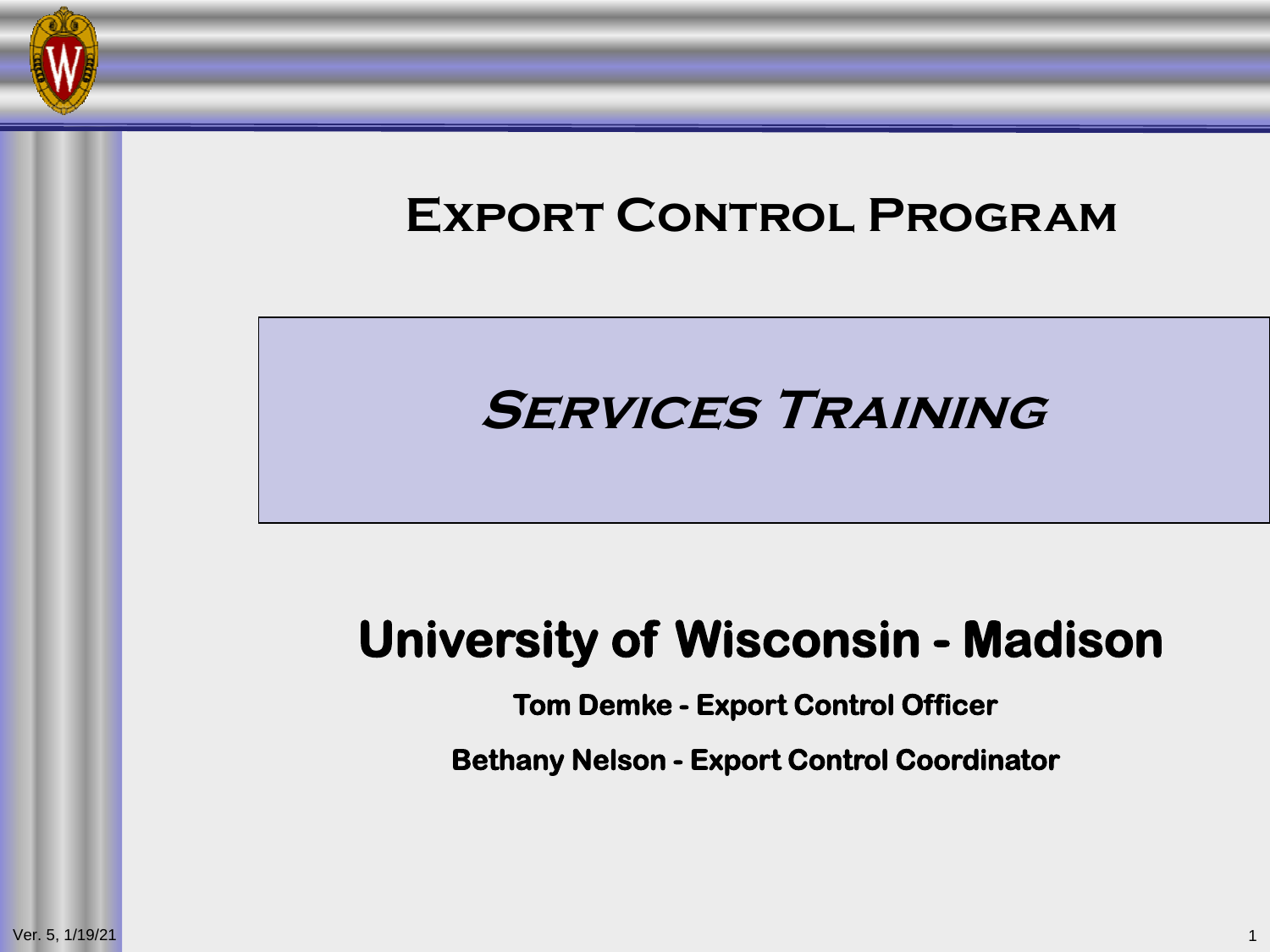# Export Control Program

## *Services Training*

## University of Wisconsin - Madison

**Tom Demke - Export Control Officer**

**Bethany Nelson - Export Control Coordinator**

Ver. 5, 1/19/21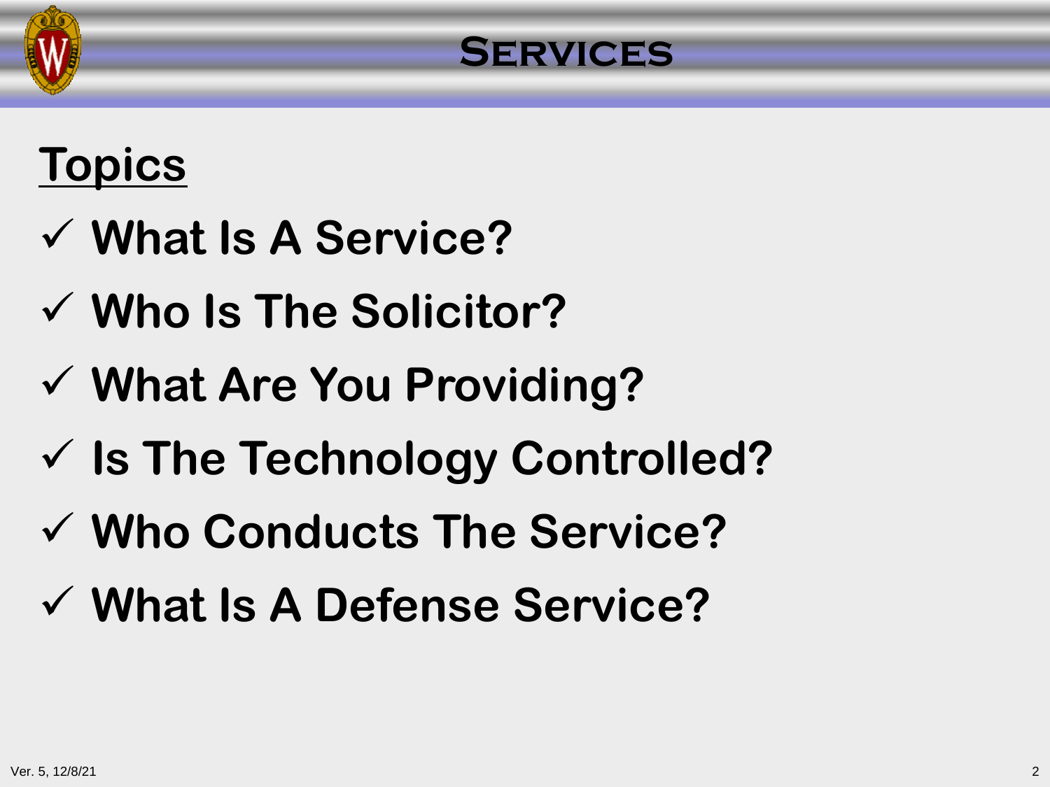# Services

## Topics

- ✓ **What Is A Service?**
- ✓ **Who Is The Solicitor?**
- ✓ **What Are You Providing?**
- ✓ **Is The Technology Controlled?**
- ✓ **Who Conducts The Service?**
- ✓ **What Is A Defense Service?**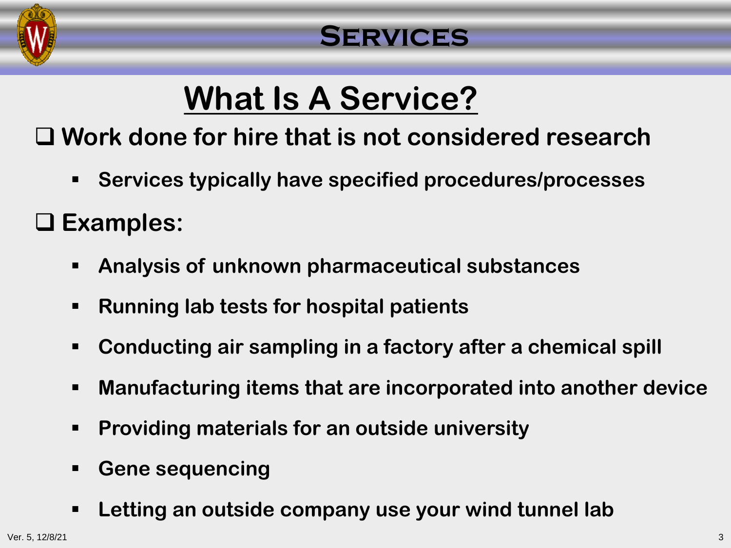# Services

## What Is A Service?

- **Work done for hire that is not considered research**
  - **Services typically have specified procedures/processes**
- **Examples:**
  - **Analysis of unknown pharmaceutical substances**
  - **Running lab tests for hospital patients**
  - **Conducting air sampling in a factory after a chemical spill**
  - **Manufacturing items that are incorporated into another device**
  - **Providing materials for an outside university**
  - **Gene sequencing**
  - **Letting an outside company use your wind tunnel lab**

Ver. 5, 12/8/21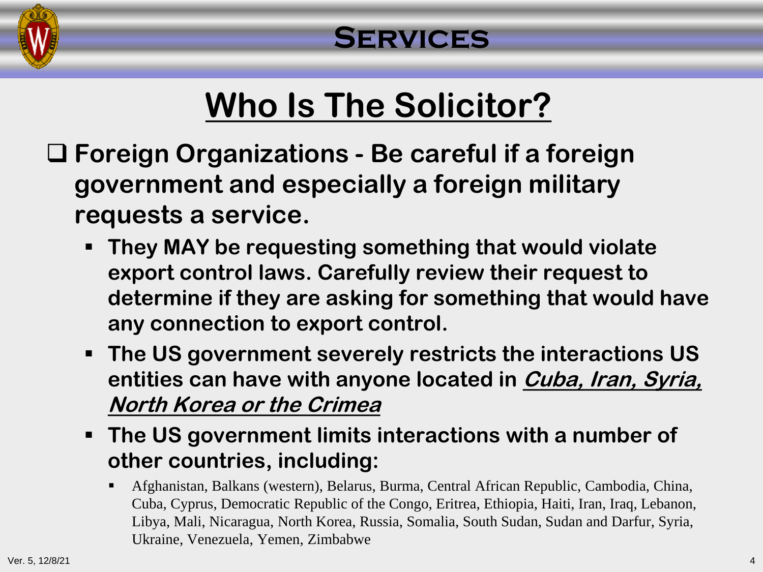# Services

## Who Is The Solicitor?

- **Foreign Organizations - Be careful if a foreign government and especially a foreign military requests a service.**
  - **They MAY be requesting something that would violate export control laws. Carefully review their request to determine if they are asking for something that would have any connection to export control.**
  - **The US government severely restricts the interactions US entities can have with anyone located in *Cuba, Iran, Syria, North Korea or the Crimea***
  - **The US government limits interactions with a number of other countries, including:**
    - Afghanistan, Balkans (western), Belarus, Burma, Central African Republic, Cambodia, China, Cuba, Cyprus, Democratic Republic of the Congo, Eritrea, Ethiopia, Haiti, Iran, Iraq, Lebanon, Libya, Mali, Nicaragua, North Korea, Russia, Somalia, South Sudan, Sudan and Darfur, Syria, Ukraine, Venezuela, Yemen, Zimbabwe

Ver. 5, 12/8/21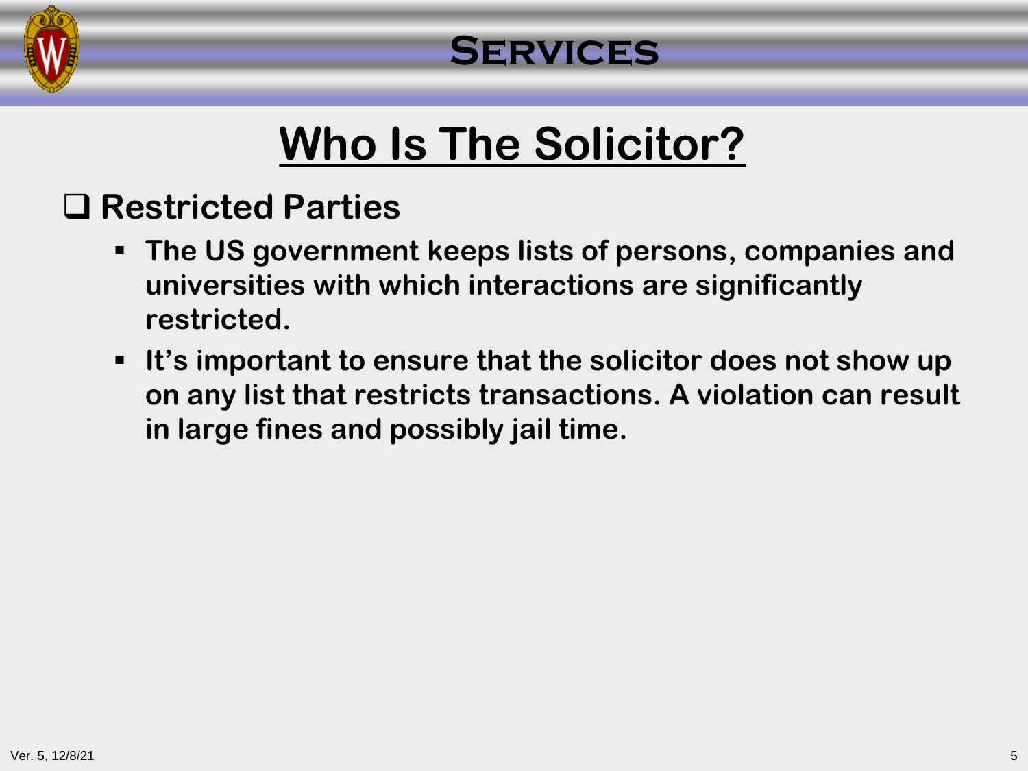# Services

## Who Is The Solicitor?

- **Restricted Parties**
  - **The US government keeps lists of persons, companies and universities with which interactions are significantly restricted.**
  - **It's important to ensure that the solicitor does not show up on any list that restricts transactions. A violation can result in large fines and possibly jail time.**

Ver. 5, 12/8/21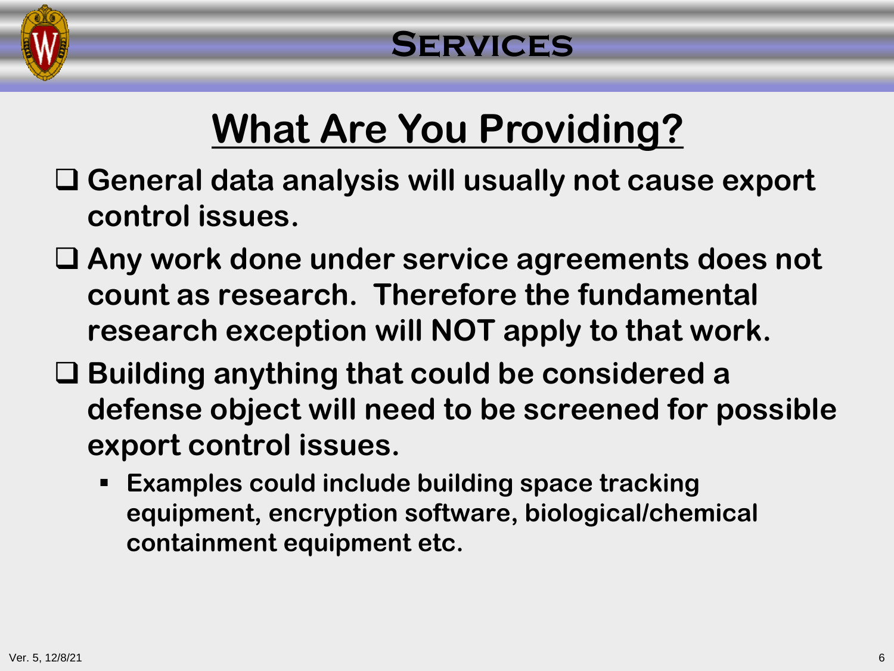# Services

## What Are You Providing?

- General data analysis will usually not cause export control issues.
- Any work done under service agreements does not count as research. Therefore the fundamental research exception will NOT apply to that work.
- Building anything that could be considered a defense object will need to be screened for possible export control issues.
  - Examples could include building space tracking equipment, encryption software, biological/chemical containment equipment etc.

Ver. 5, 12/8/21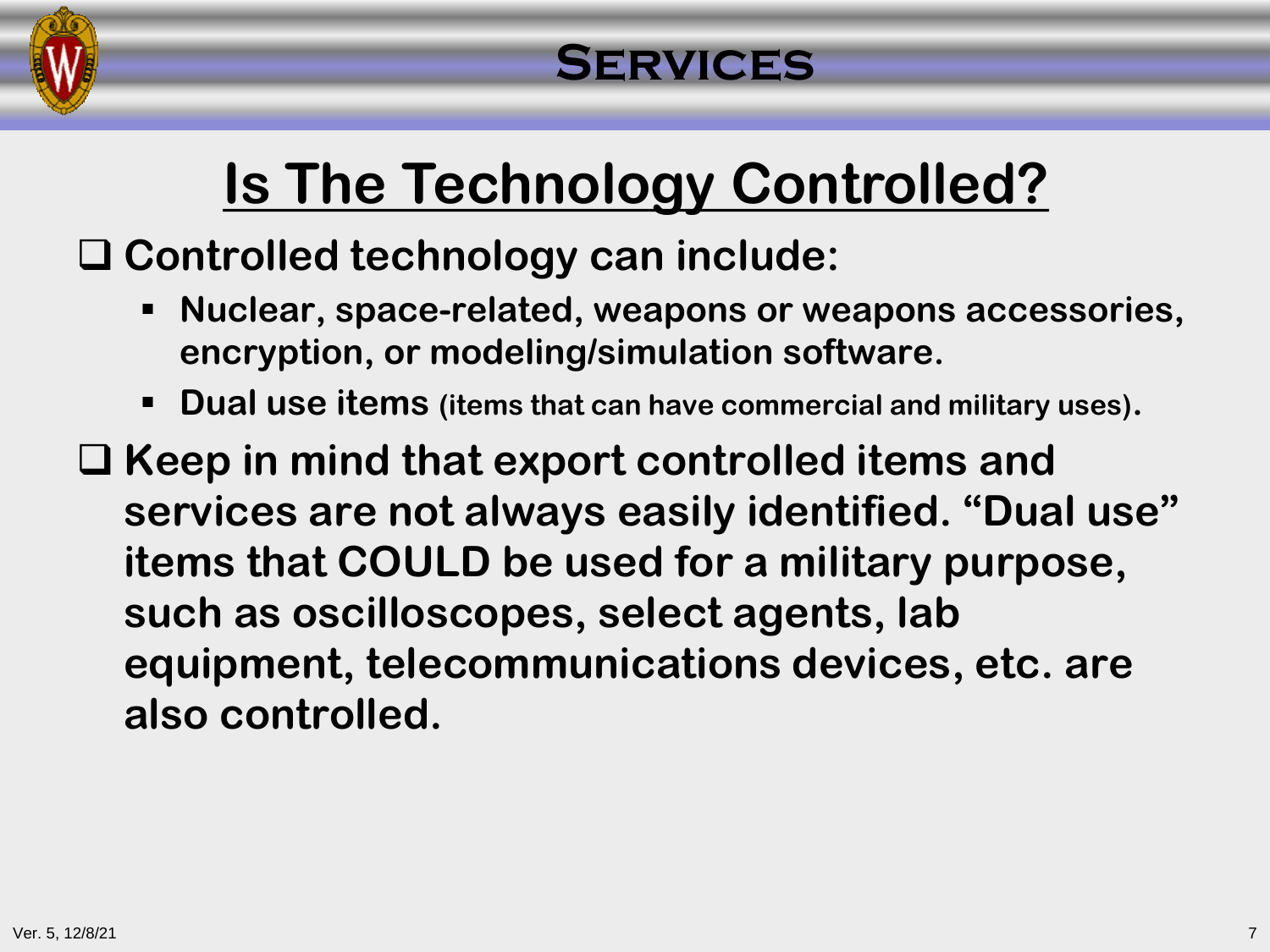# Services

## Is The Technology Controlled?

- **Controlled technology can include:**
  - **Nuclear, space-related, weapons or weapons accessories, encryption, or modeling/simulation software.**
  - **Dual use items (items that can have commercial and military uses).**
- **Keep in mind that export controlled items and services are not always easily identified. "Dual use" items that COULD be used for a military purpose, such as oscilloscopes, select agents, lab equipment, telecommunications devices, etc. are also controlled.**

Ver. 5, 12/8/21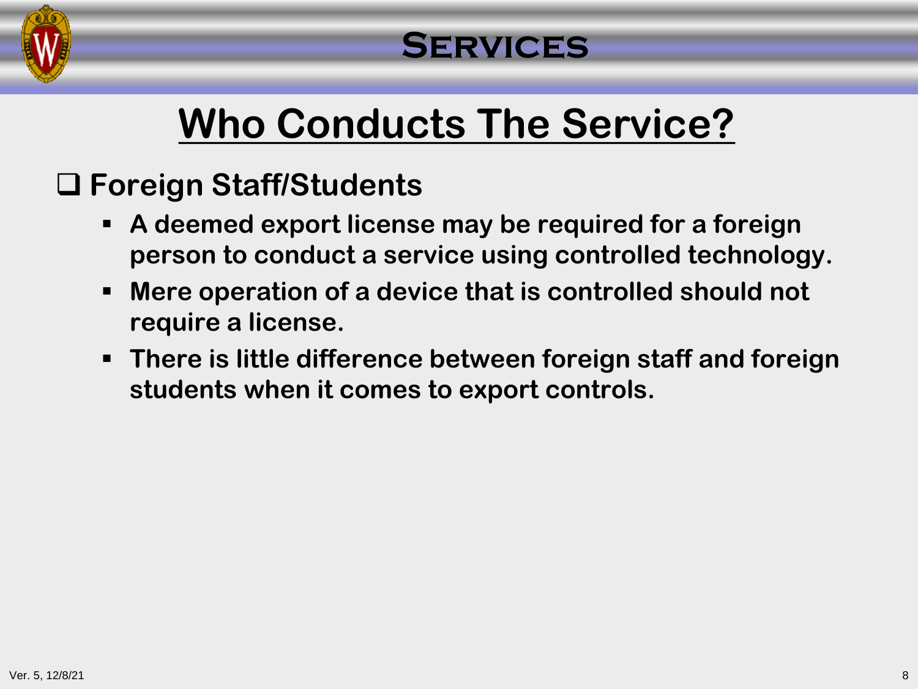# Services

## Who Conducts The Service?

- **Foreign Staff/Students**
  - A deemed export license may be required for a foreign person to conduct a service using controlled technology.
  - Mere operation of a device that is controlled should not require a license.
  - There is little difference between foreign staff and foreign students when it comes to export controls.

Ver. 5, 12/8/21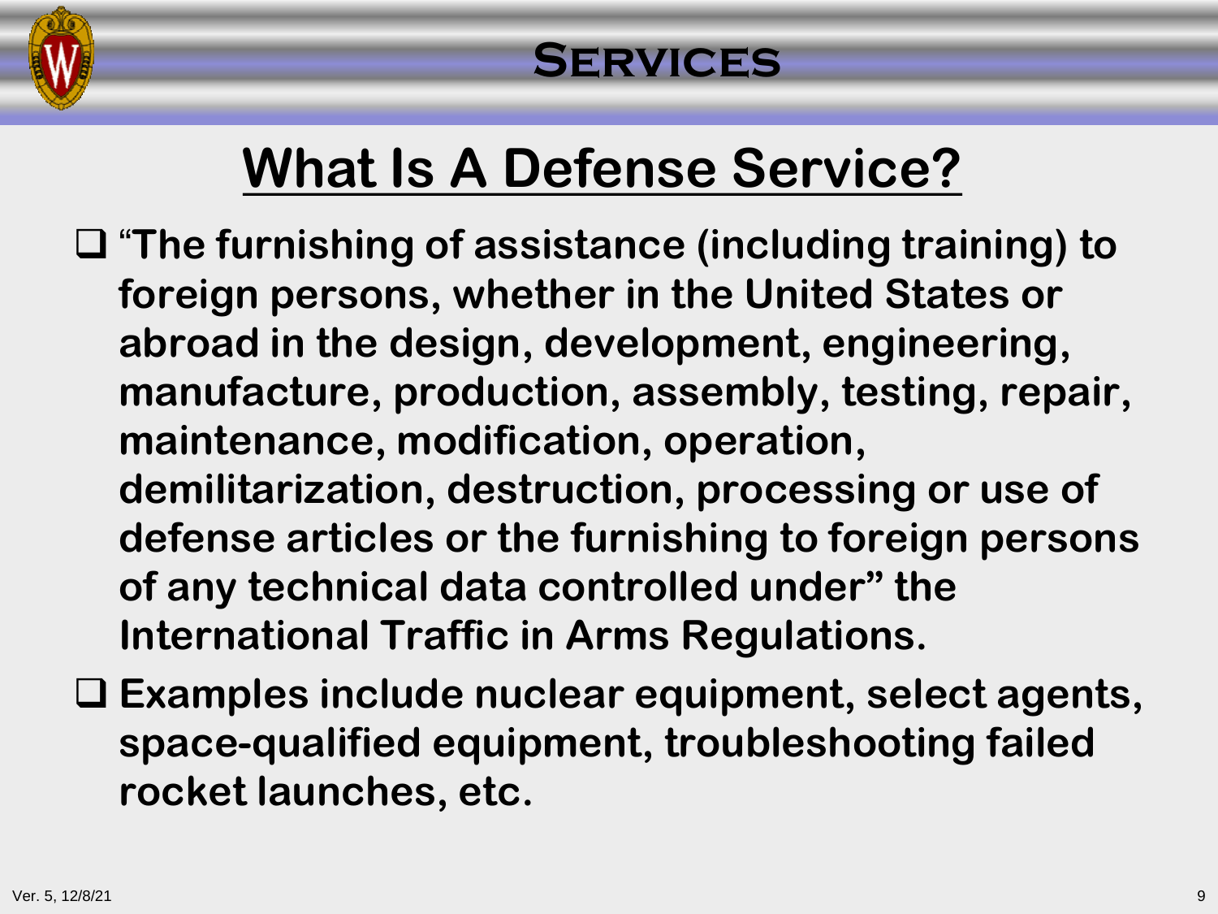# Services

## What Is A Defense Service?

- "The furnishing of assistance (including training) to foreign persons, whether in the United States or abroad in the design, development, engineering, manufacture, production, assembly, testing, repair, maintenance, modification, operation, demilitarization, destruction, processing or use of defense articles or the furnishing to foreign persons of any technical data controlled under" the International Traffic in Arms Regulations.
- Examples include nuclear equipment, select agents, space-qualified equipment, troubleshooting failed rocket launches, etc.

Ver. 5, 12/8/21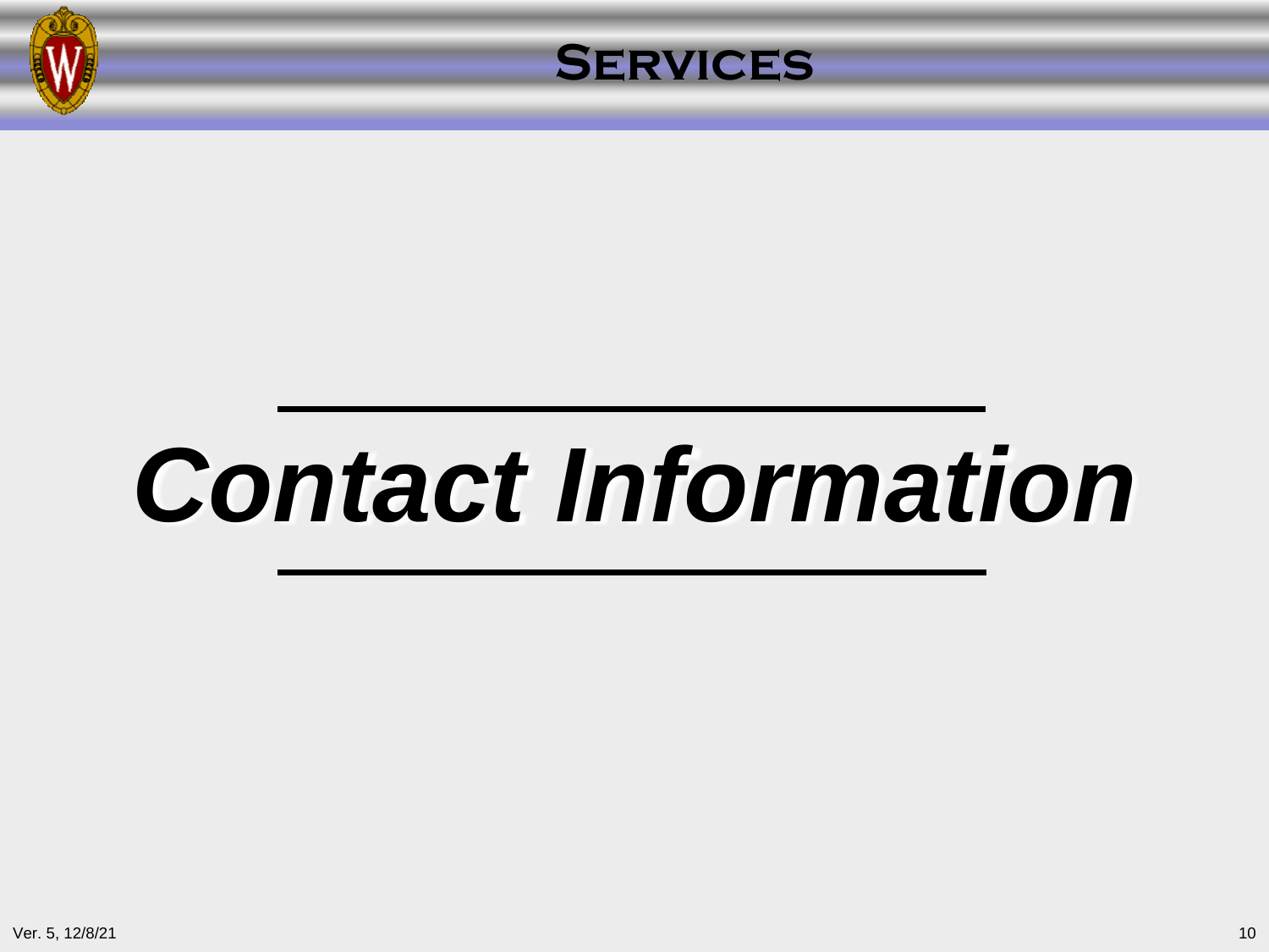# Services

# *Contact Information*

Ver. 5, 12/8/21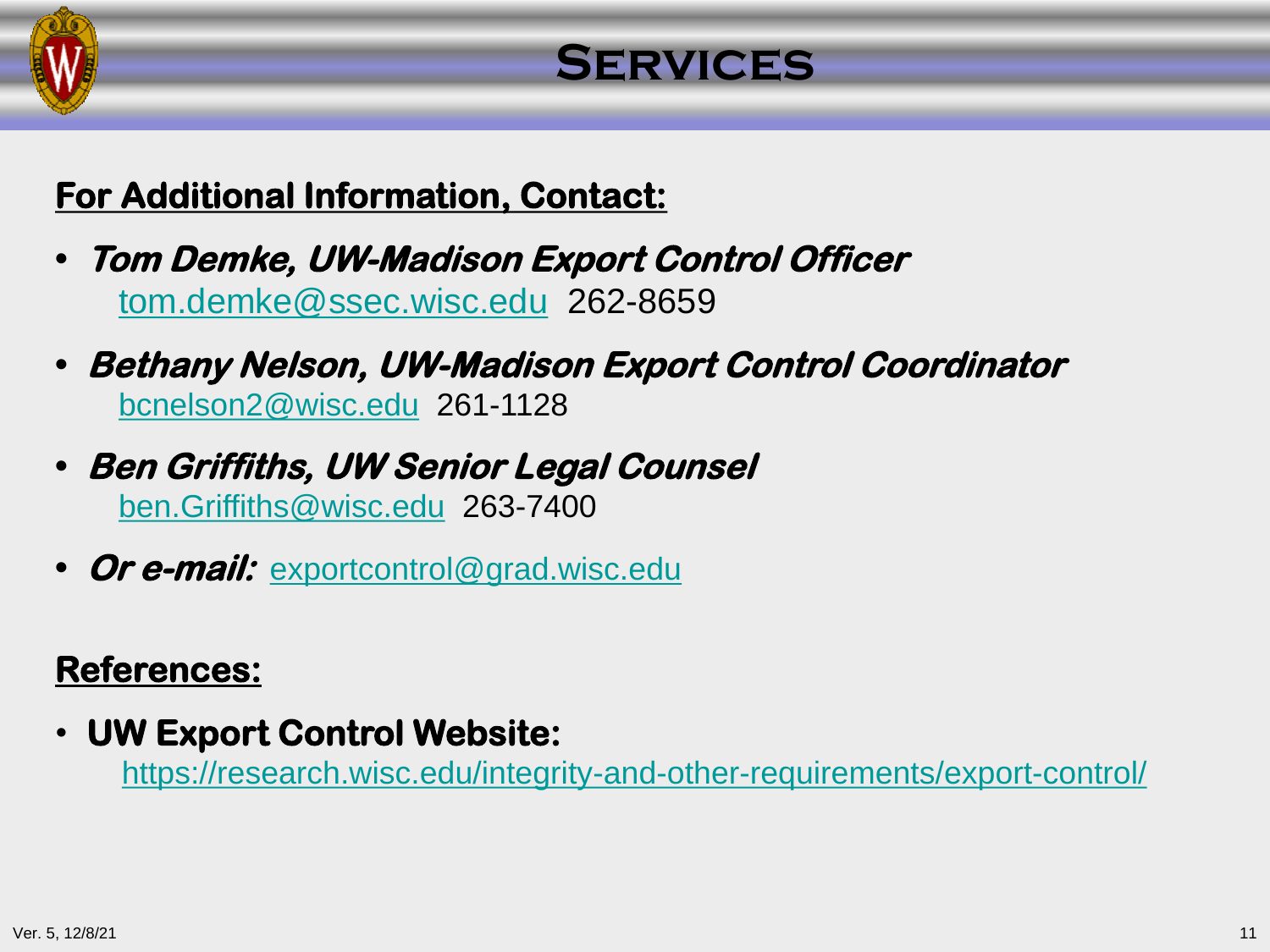# Services

**For Additional Information, Contact:**

- ***Tom Demke, UW-Madison Export Control Officer***
  tom.demke@ssec.wisc.edu 262-8659
- ***Bethany Nelson, UW-Madison Export Control Coordinator***
  bcnelson2@wisc.edu 261-1128
- ***Ben Griffiths, UW Senior Legal Counsel***
  ben.Griffiths@wisc.edu 263-7400
- ***Or e-mail:*** exportcontrol@grad.wisc.edu

**References:**

- **UW Export Control Website:**
  https://research.wisc.edu/integrity-and-other-requirements/export-control/

Ver. 5, 12/8/21